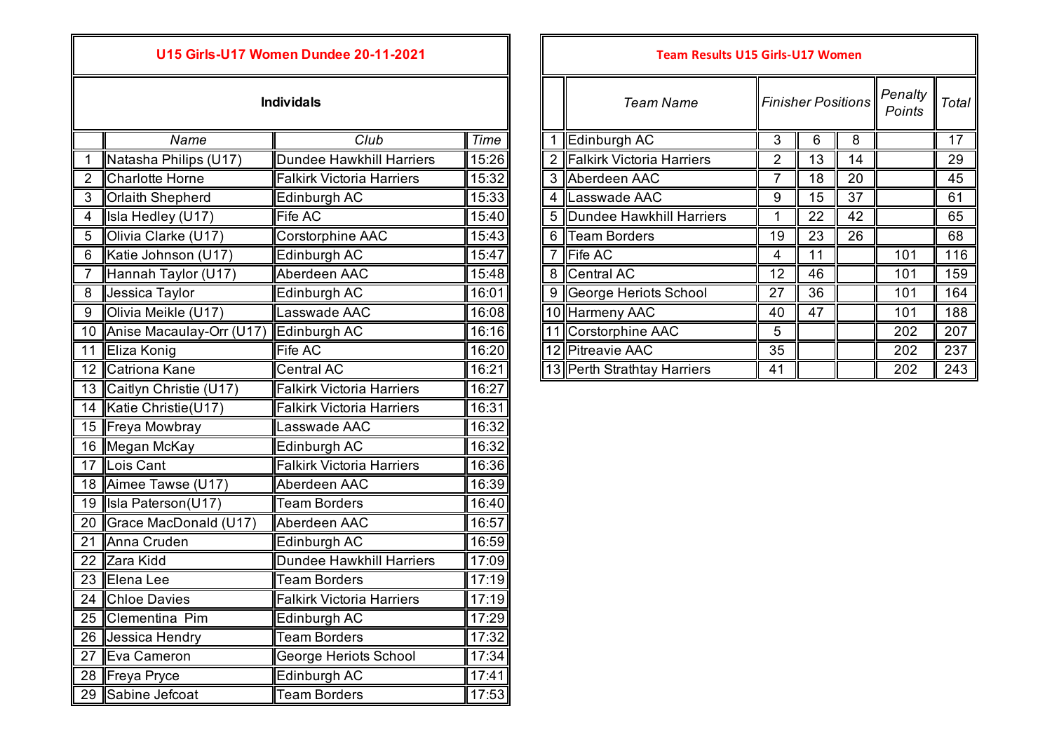## U15 Girls-U17 Women Dundee 20-11-2021

### Individuals

| | Name | Club | Time |
|---|---|---|---|
| 1 | Natasha Philips (U17) | Dundee Hawkhill Harriers | 15:26 |
| 2 | Charlotte Horne | Falkirk Victoria Harriers | 15:32 |
| 3 | Orlaith Shepherd | Edinburgh AC | 15:33 |
| 4 | Isla Hedley (U17) | Fife AC | 15:40 |
| 5 | Olivia Clarke (U17) | Corstorphine AAC | 15:43 |
| 6 | Katie Johnson (U17) | Edinburgh AC | 15:47 |
| 7 | Hannah Taylor (U17) | Aberdeen AAC | 15:48 |
| 8 | Jessica Taylor | Edinburgh AC | 16:01 |
| 9 | Olivia Meikle (U17) | Lasswade AAC | 16:08 |
| 10 | Anise Macaulay-Orr (U17) | Edinburgh AC | 16:16 |
| 11 | Eliza Konig | Fife AC | 16:20 |
| 12 | Catriona Kane | Central AC | 16:21 |
| 13 | Caitlyn Christie (U17) | Falkirk Victoria Harriers | 16:27 |
| 14 | Katie Christie(U17) | Falkirk Victoria Harriers | 16:31 |
| 15 | Freya Mowbray | Lasswade AAC | 16:32 |
| 16 | Megan McKay | Edinburgh AC | 16:32 |
| 17 | Lois Cant | Falkirk Victoria Harriers | 16:36 |
| 18 | Aimee Tawse (U17) | Aberdeen AAC | 16:39 |
| 19 | Isla Paterson(U17) | Team Borders | 16:40 |
| 20 | Grace MacDonald (U17) | Aberdeen AAC | 16:57 |
| 21 | Anna Cruden | Edinburgh AC | 16:59 |
| 22 | Zara Kidd | Dundee Hawkhill Harriers | 17:09 |
| 23 | Elena Lee | Team Borders | 17:19 |
| 24 | Chloe Davies | Falkirk Victoria Harriers | 17:19 |
| 25 | Clementina Pim | Edinburgh AC | 17:29 |
| 26 | Jessica Hendry | Team Borders | 17:32 |
| 27 | Eva Cameron | George Heriots School | 17:34 |
| 28 | Freya Pryce | Edinburgh AC | 17:41 |
| 29 | Sabine Jefcoat | Team Borders | 17:53 |

## Team Results U15 Girls-U17 Women

| | Team Name | Finisher Positions | | | Penalty Points | Total |
|---|---|---|---|---|---|---|
| 1 | Edinburgh AC | 3 | 6 | 8 | | 17 |
| 2 | Falkirk Victoria Harriers | 2 | 13 | 14 | | 29 |
| 3 | Aberdeen AAC | 7 | 18 | 20 | | 45 |
| 4 | Lasswade AAC | 9 | 15 | 37 | | 61 |
| 5 | Dundee Hawkhill Harriers | 1 | 22 | 42 | | 65 |
| 6 | Team Borders | 19 | 23 | 26 | | 68 |
| 7 | Fife AC | 4 | 11 | | 101 | 116 |
| 8 | Central AC | 12 | 46 | | 101 | 159 |
| 9 | George Heriots School | 27 | 36 | | 101 | 164 |
| 10 | Harmeny AAC | 40 | 47 | | 101 | 188 |
| 11 | Corstorphine AAC | 5 | | | 202 | 207 |
| 12 | Pitreavie AAC | 35 | | | 202 | 237 |
| 13 | Perth Strathtay Harriers | 41 | | | 202 | 243 |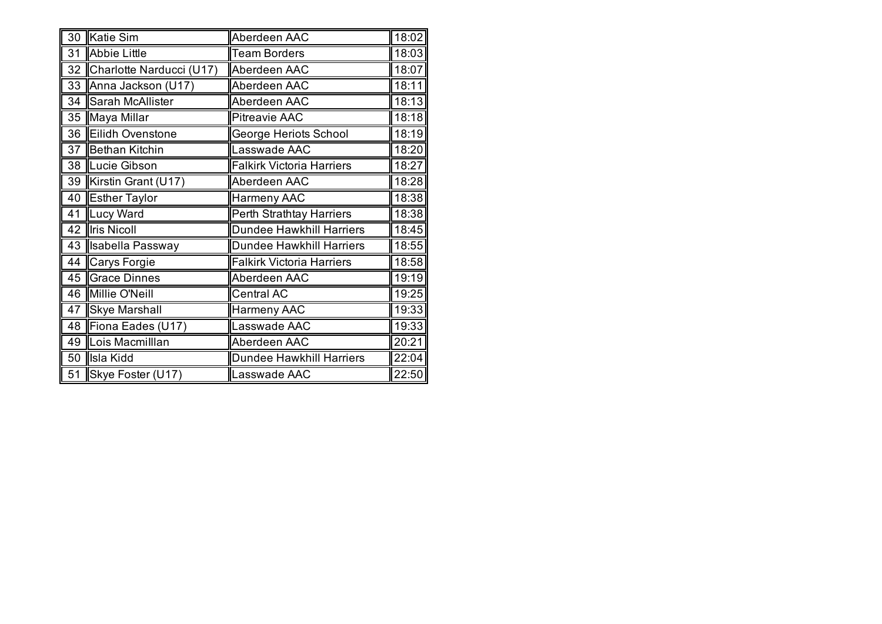| | | | |
|---|---|---|---|
| 30 | Katie Sim | Aberdeen AAC | 18:02 |
| 31 | Abbie Little | Team Borders | 18:03 |
| 32 | Charlotte Narducci (U17) | Aberdeen AAC | 18:07 |
| 33 | Anna Jackson (U17) | Aberdeen AAC | 18:11 |
| 34 | Sarah McAllister | Aberdeen AAC | 18:13 |
| 35 | Maya Millar | Pitreavie AAC | 18:18 |
| 36 | Eilidh Ovenstone | George Heriots School | 18:19 |
| 37 | Bethan Kitchin | Lasswade AAC | 18:20 |
| 38 | Lucie Gibson | Falkirk Victoria Harriers | 18:27 |
| 39 | Kirstin Grant (U17) | Aberdeen AAC | 18:28 |
| 40 | Esther Taylor | Harmeny AAC | 18:38 |
| 41 | Lucy Ward | Perth Strathtay Harriers | 18:38 |
| 42 | Iris Nicoll | Dundee Hawkhill Harriers | 18:45 |
| 43 | Isabella Passway | Dundee Hawkhill Harriers | 18:55 |
| 44 | Carys Forgie | Falkirk Victoria Harriers | 18:58 |
| 45 | Grace Dinnes | Aberdeen AAC | 19:19 |
| 46 | Millie O'Neill | Central AC | 19:25 |
| 47 | Skye Marshall | Harmeny AAC | 19:33 |
| 48 | Fiona Eades (U17) | Lasswade AAC | 19:33 |
| 49 | Lois Macmilllan | Aberdeen AAC | 20:21 |
| 50 | Isla Kidd | Dundee Hawkhill Harriers | 22:04 |
| 51 | Skye Foster (U17) | Lasswade AAC | 22:50 |